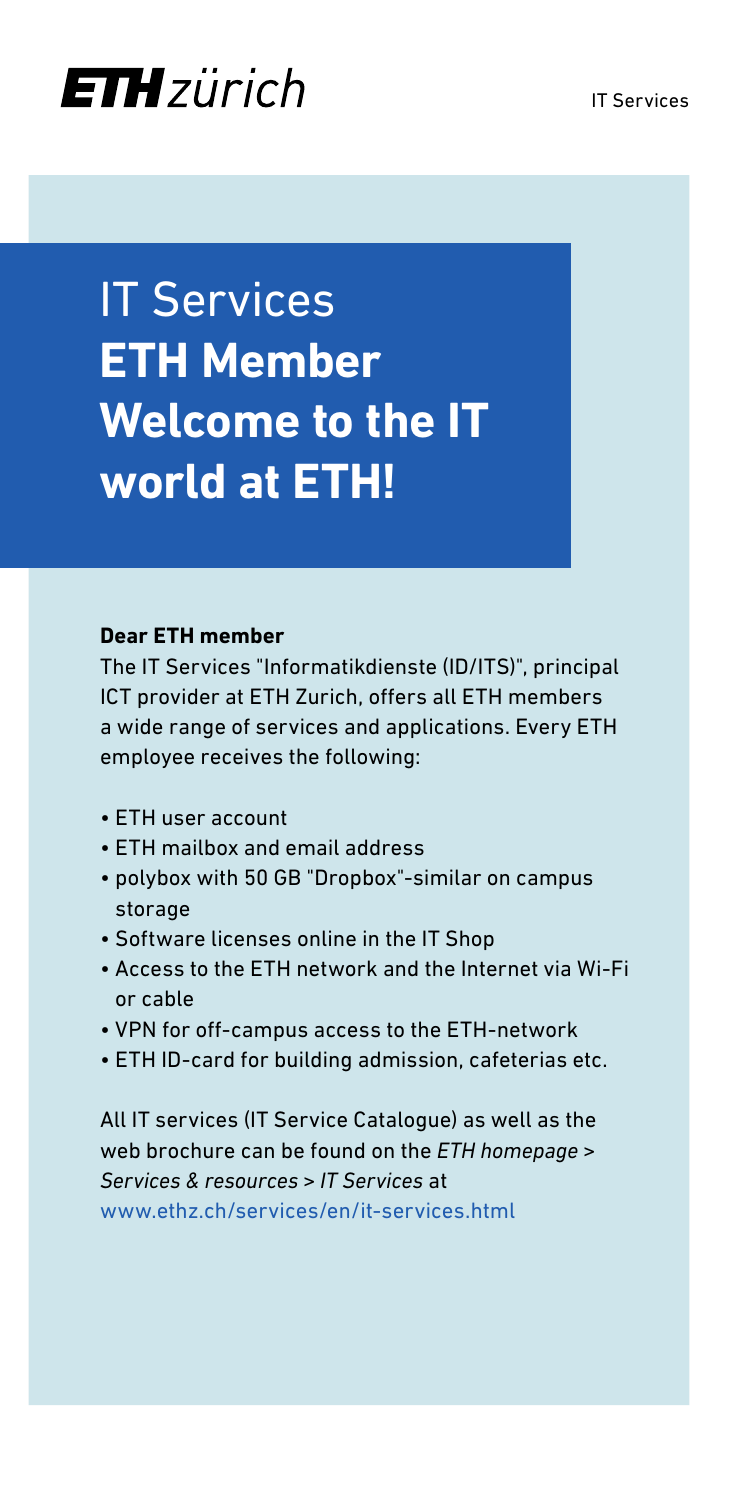# IT Services **ETH Member** **Welcome to the IT world at ETH!**

**Dear ETH member**

The IT Services "Informatikdienste (ID/ITS)", principal ICT provider at ETH Zurich, offers all ETH members a wide range of services and applications. Every ETH employee receives the following:

- ETH user account
- ETH mailbox and email address
- polybox with 50 GB "Dropbox"-similar on campus storage
- Software licenses online in the IT Shop
- Access to the ETH network and the Internet via Wi-Fi or cable
- VPN for off-campus access to the ETH-network
- ETH ID-card for building admission, cafeterias etc.

All IT services (IT Service Catalogue) as well as the web brochure can be found on the *ETH homepage > Services & resources > IT Services* at www.ethz.ch/services/en/it-services.html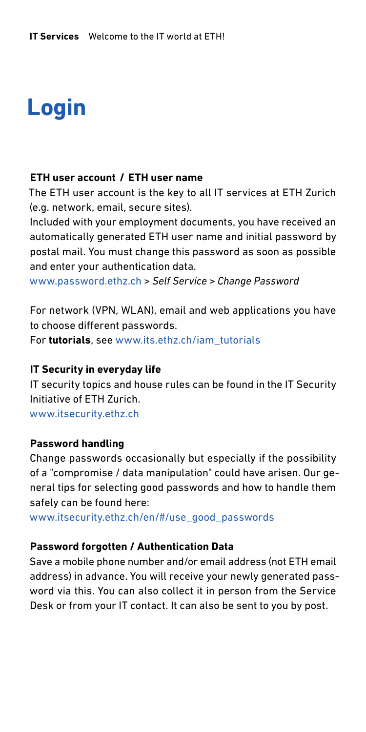# Login

### ETH user account / ETH user name

The ETH user account is the key to all IT services at ETH Zurich (e.g. network, email, secure sites).

Included with your employment documents, you have received an automatically generated ETH user name and initial password by postal mail. You must change this password as soon as possible and enter your authentication data.

www.password.ethz.ch > *Self Service* > *Change Password*

For network (VPN, WLAN), email and web applications you have to choose different passwords.

For **tutorials**, see www.its.ethz.ch/iam_tutorials

### IT Security in everyday life

IT security topics and house rules can be found in the IT Security Initiative of ETH Zurich.

www.itsecurity.ethz.ch

### Password handling

Change passwords occasionally but especially if the possibility of a "compromise / data manipulation" could have arisen. Our general tips for selecting good passwords and how to handle them safely can be found here:

www.itsecurity.ethz.ch/en/#/use_good_passwords

### Password forgotten / Authentication Data

Save a mobile phone number and/or email address (not ETH email address) in advance. You will receive your newly generated password via this. You can also collect it in person from the Service Desk or from your IT contact. It can also be sent to you by post.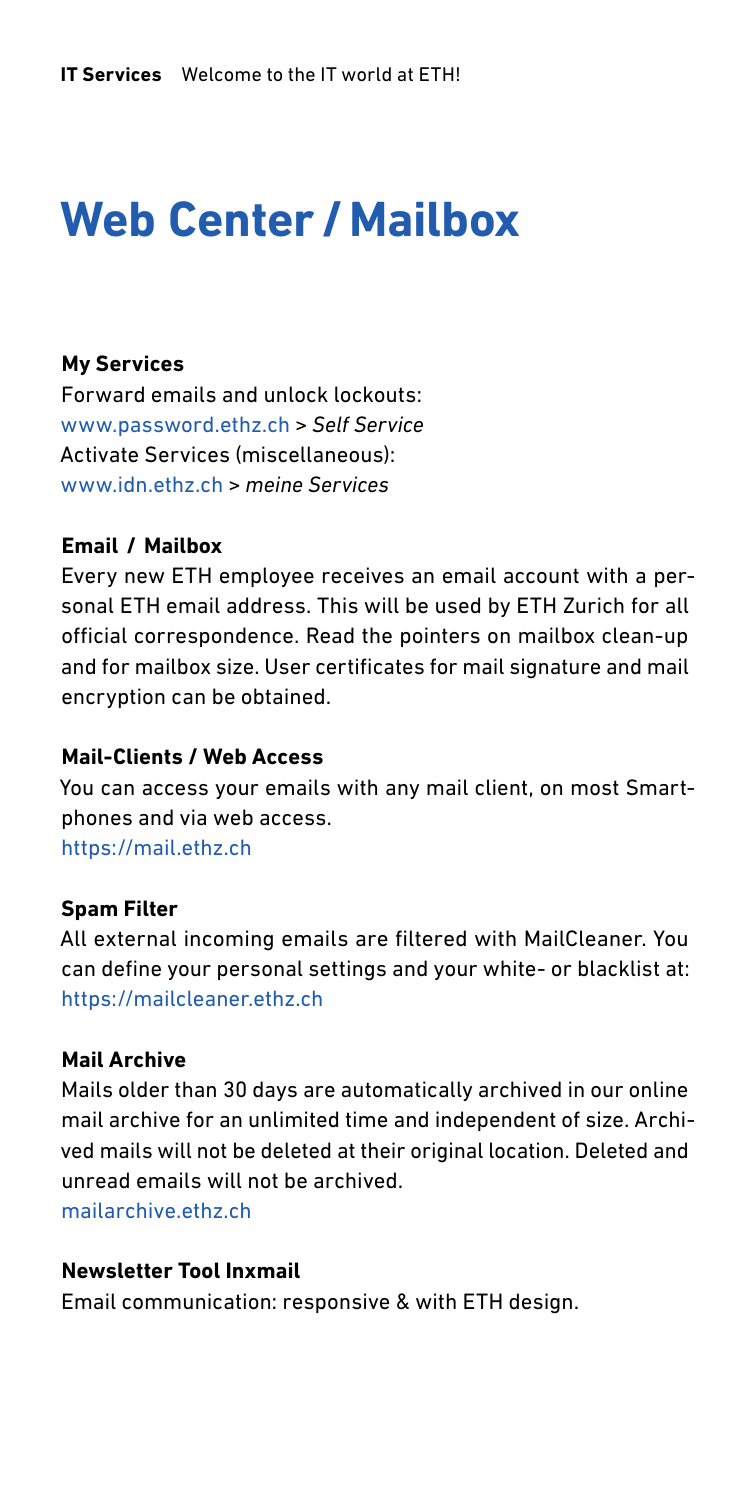# Web Center / Mailbox

### My Services

Forward emails and unlock lockouts:
www.password.ethz.ch > *Self Service*
Activate Services (miscellaneous):
www.idn.ethz.ch > *meine Services*

### Email / Mailbox

Every new ETH employee receives an email account with a personal ETH email address. This will be used by ETH Zurich for all official correspondence. Read the pointers on mailbox clean-up and for mailbox size. User certificates for mail signature and mail encryption can be obtained.

### Mail-Clients / Web Access

You can access your emails with any mail client, on most Smartphones and via web access.
https://mail.ethz.ch

### Spam Filter

All external incoming emails are filtered with MailCleaner. You can define your personal settings and your white- or blacklist at:
https://mailcleaner.ethz.ch

### Mail Archive

Mails older than 30 days are automatically archived in our online mail archive for an unlimited time and independent of size. Archived mails will not be deleted at their original location. Deleted and unread emails will not be archived.
mailarchive.ethz.ch

### Newsletter Tool Inxmail

Email communication: responsive & with ETH design.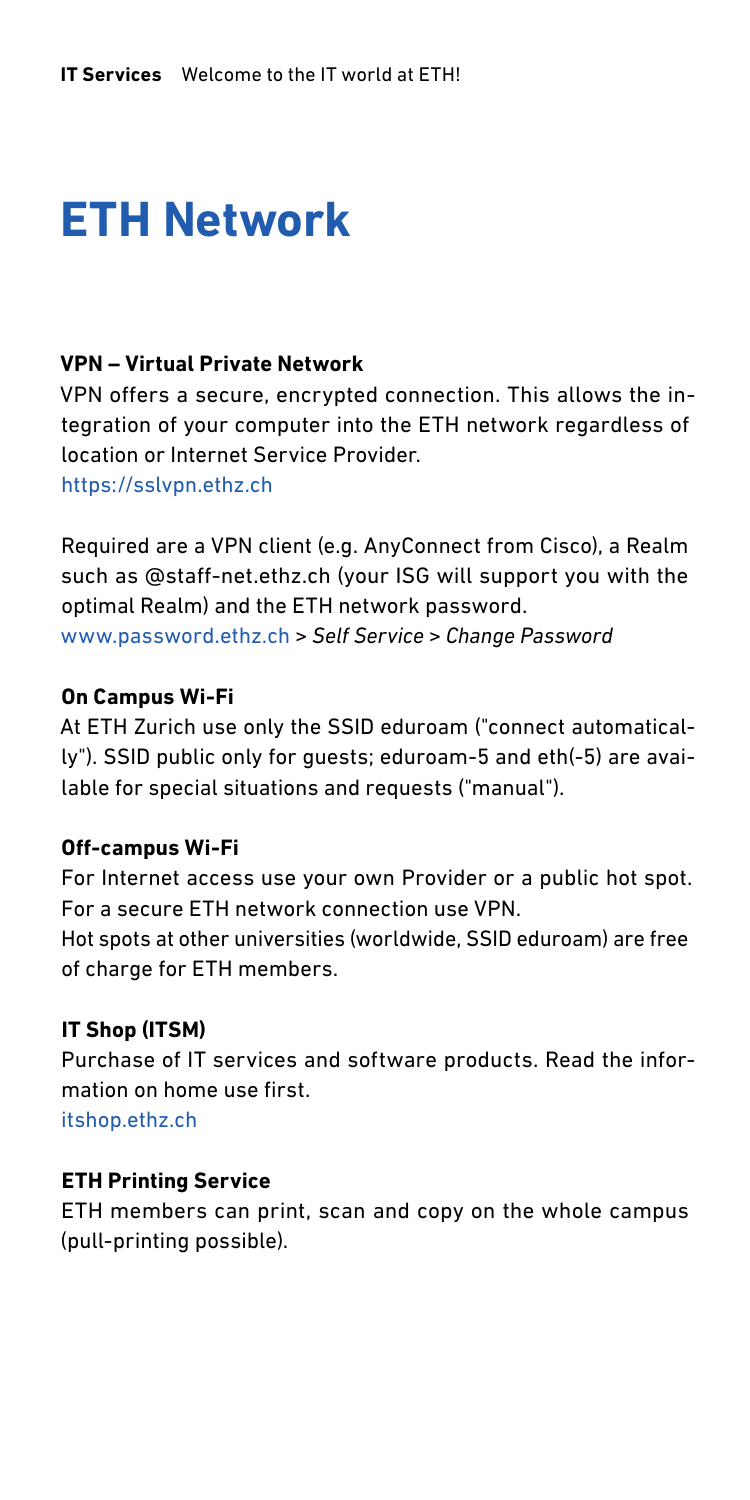# ETH Network

### VPN – Virtual Private Network

VPN offers a secure, encrypted connection. This allows the integration of your computer into the ETH network regardless of location or Internet Service Provider.
https://sslvpn.ethz.ch

Required are a VPN client (e.g. AnyConnect from Cisco), a Realm such as @staff-net.ethz.ch (your ISG will support you with the optimal Realm) and the ETH network password.
www.password.ethz.ch > *Self Service* > *Change Password*

### On Campus Wi-Fi

At ETH Zurich use only the SSID eduroam ("connect automatically"). SSID public only for guests; eduroam-5 and eth(-5) are available for special situations and requests ("manual").

### Off-campus Wi-Fi

For Internet access use your own Provider or a public hot spot. For a secure ETH network connection use VPN.
Hot spots at other universities (worldwide, SSID eduroam) are free of charge for ETH members.

### IT Shop (ITSM)

Purchase of IT services and software products. Read the information on home use first.
itshop.ethz.ch

### ETH Printing Service

ETH members can print, scan and copy on the whole campus (pull-printing possible).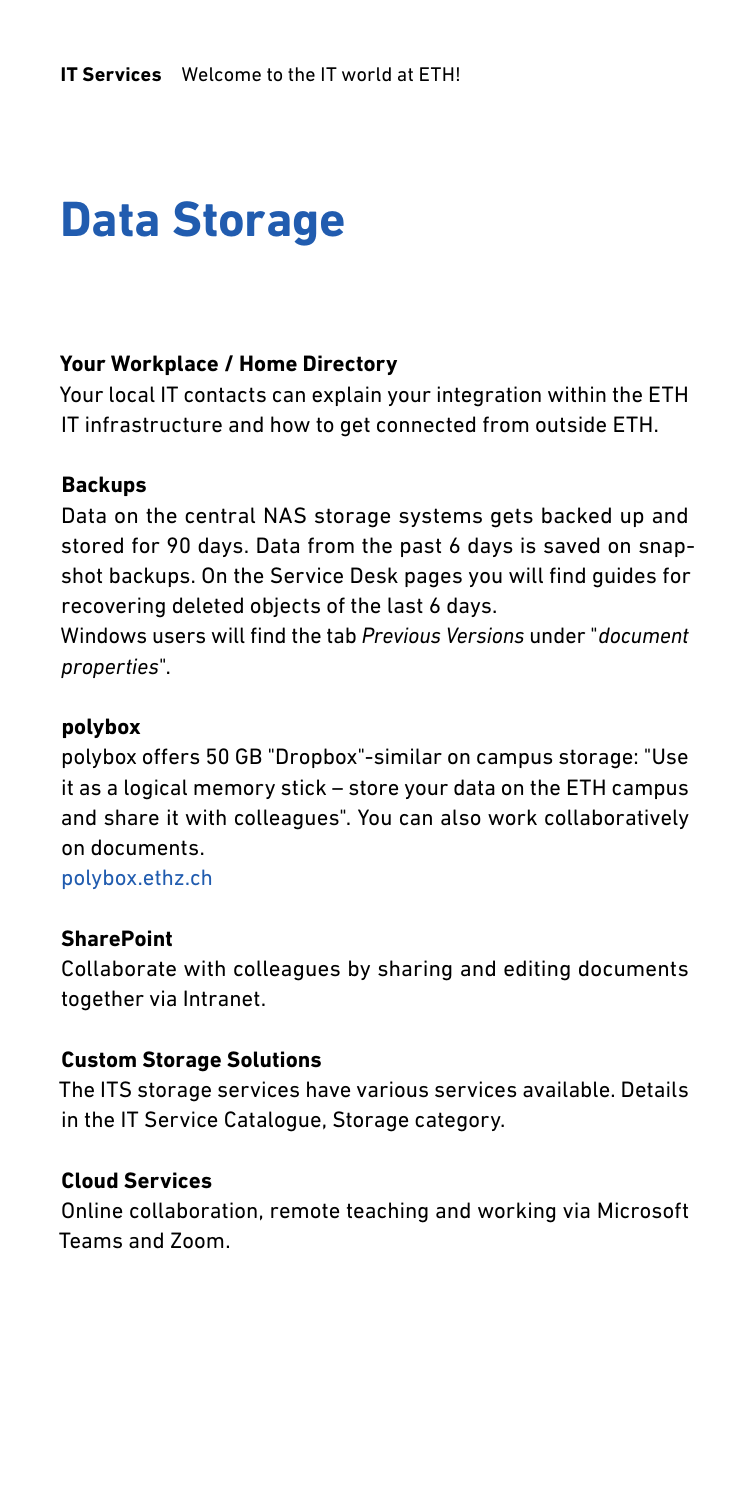# Data Storage

### Your Workplace / Home Directory

Your local IT contacts can explain your integration within the ETH IT infrastructure and how to get connected from outside ETH.

### Backups

Data on the central NAS storage systems gets backed up and stored for 90 days. Data from the past 6 days is saved on snapshot backups. On the Service Desk pages you will find guides for recovering deleted objects of the last 6 days.

Windows users will find the tab *Previous Versions* under "*document properties*".

### polybox

polybox offers 50 GB "Dropbox"-similar on campus storage: "Use it as a logical memory stick – store your data on the ETH campus and share it with colleagues". You can also work collaboratively on documents.

polybox.ethz.ch

### SharePoint

Collaborate with colleagues by sharing and editing documents together via Intranet.

### Custom Storage Solutions

The ITS storage services have various services available. Details in the IT Service Catalogue, Storage category.

### Cloud Services

Online collaboration, remote teaching and working via Microsoft Teams and Zoom.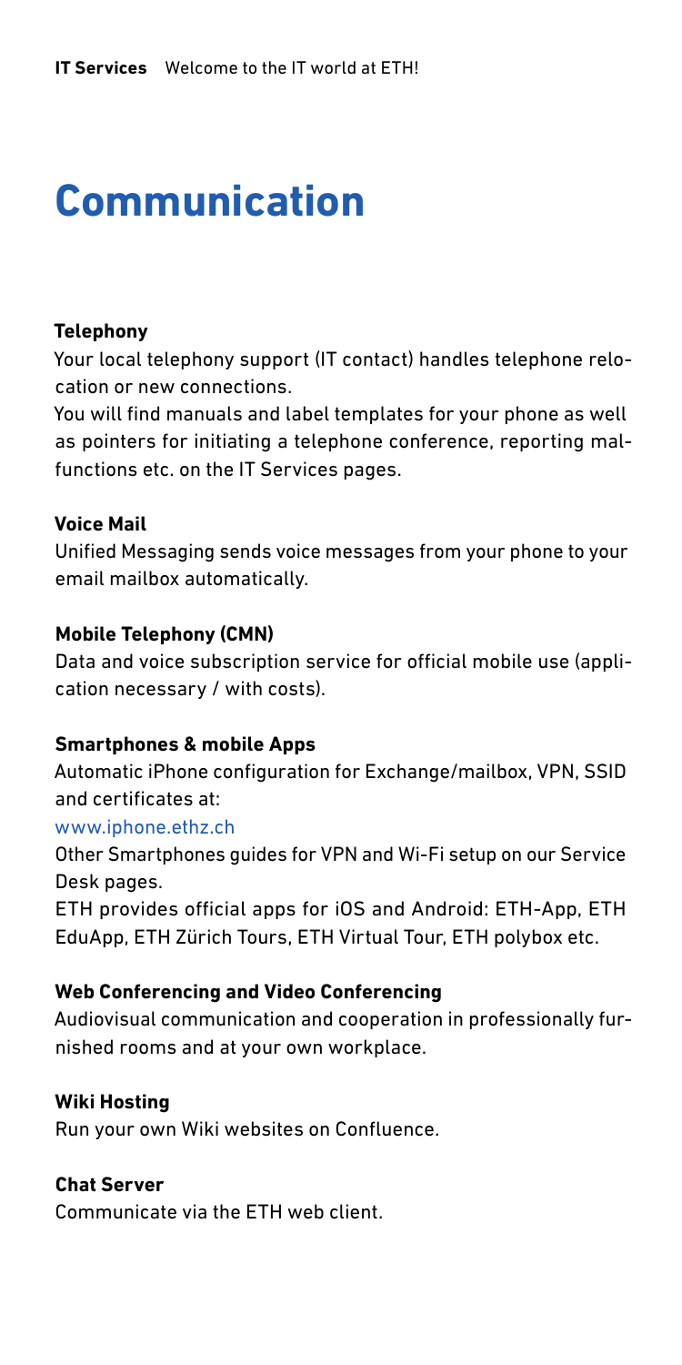# Communication

### Telephony

Your local telephony support (IT contact) handles telephone relocation or new connections.

You will find manuals and label templates for your phone as well as pointers for initiating a telephone conference, reporting malfunctions etc. on the IT Services pages.

### Voice Mail

Unified Messaging sends voice messages from your phone to your email mailbox automatically.

### Mobile Telephony (CMN)

Data and voice subscription service for official mobile use (application necessary / with costs).

### Smartphones & mobile Apps

Automatic iPhone configuration for Exchange/mailbox, VPN, SSID and certificates at:

www.iphone.ethz.ch

Other Smartphones guides for VPN and Wi-Fi setup on our Service Desk pages.

ETH provides official apps for iOS and Android: ETH-App, ETH EduApp, ETH Zürich Tours, ETH Virtual Tour, ETH polybox etc.

### Web Conferencing and Video Conferencing

Audiovisual communication and cooperation in professionally furnished rooms and at your own workplace.

### Wiki Hosting

Run your own Wiki websites on Confluence.

### Chat Server

Communicate via the ETH web client.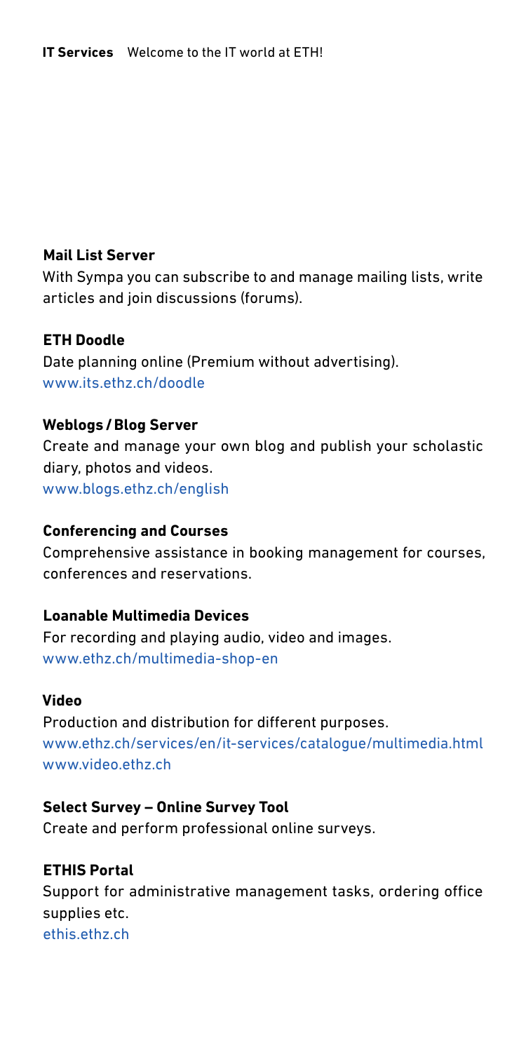**Mail List Server**

With Sympa you can subscribe to and manage mailing lists, write articles and join discussions (forums).

**ETH Doodle**

Date planning online (Premium without advertising).
www.its.ethz.ch/doodle

**Weblogs / Blog Server**

Create and manage your own blog and publish your scholastic diary, photos and videos.
www.blogs.ethz.ch/english

**Conferencing and Courses**

Comprehensive assistance in booking management for courses, conferences and reservations.

**Loanable Multimedia Devices**

For recording and playing audio, video and images.
www.ethz.ch/multimedia-shop-en

**Video**

Production and distribution for different purposes.
www.ethz.ch/services/en/it-services/catalogue/multimedia.html
www.video.ethz.ch

**Select Survey – Online Survey Tool**

Create and perform professional online surveys.

**ETHIS Portal**

Support for administrative management tasks, ordering office supplies etc.
ethis.ethz.ch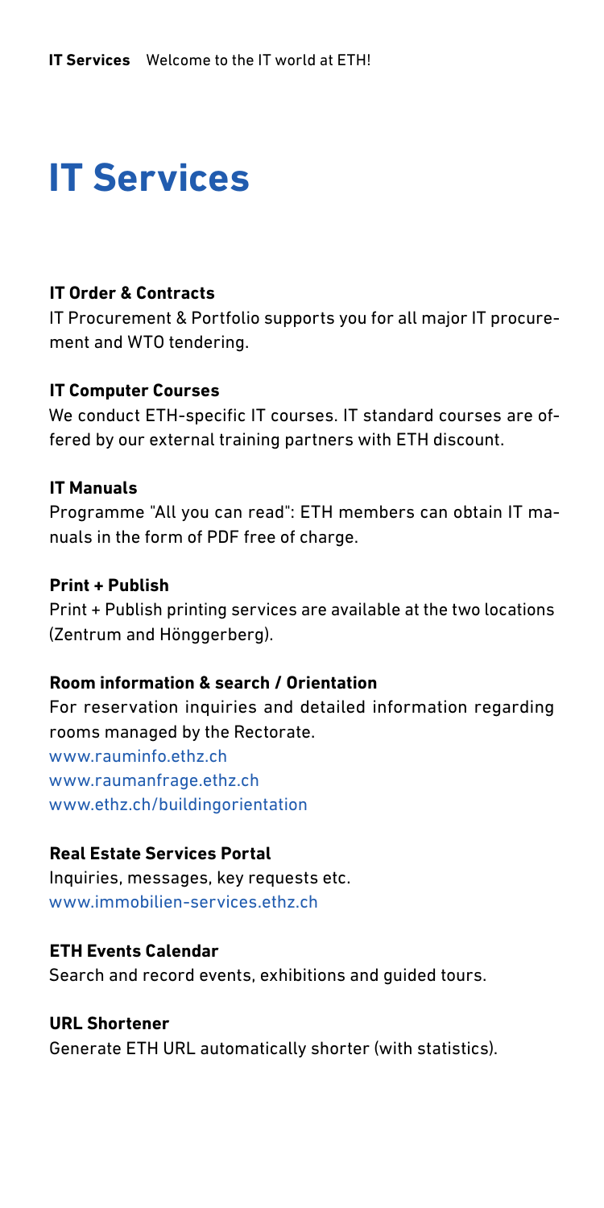# IT Services

### IT Order & Contracts

IT Procurement & Portfolio supports you for all major IT procurement and WTO tendering.

### IT Computer Courses

We conduct ETH-specific IT courses. IT standard courses are offered by our external training partners with ETH discount.

### IT Manuals

Programme "All you can read": ETH members can obtain IT manuals in the form of PDF free of charge.

### Print + Publish

Print + Publish printing services are available at the two locations (Zentrum and Hönggerberg).

### Room information & search / Orientation

For reservation inquiries and detailed information regarding rooms managed by the Rectorate.
www.rauminfo.ethz.ch
www.raumanfrage.ethz.ch
www.ethz.ch/buildingorientation

### Real Estate Services Portal

Inquiries, messages, key requests etc.
www.immobilien-services.ethz.ch

### ETH Events Calendar

Search and record events, exhibitions and guided tours.

### URL Shortener

Generate ETH URL automatically shorter (with statistics).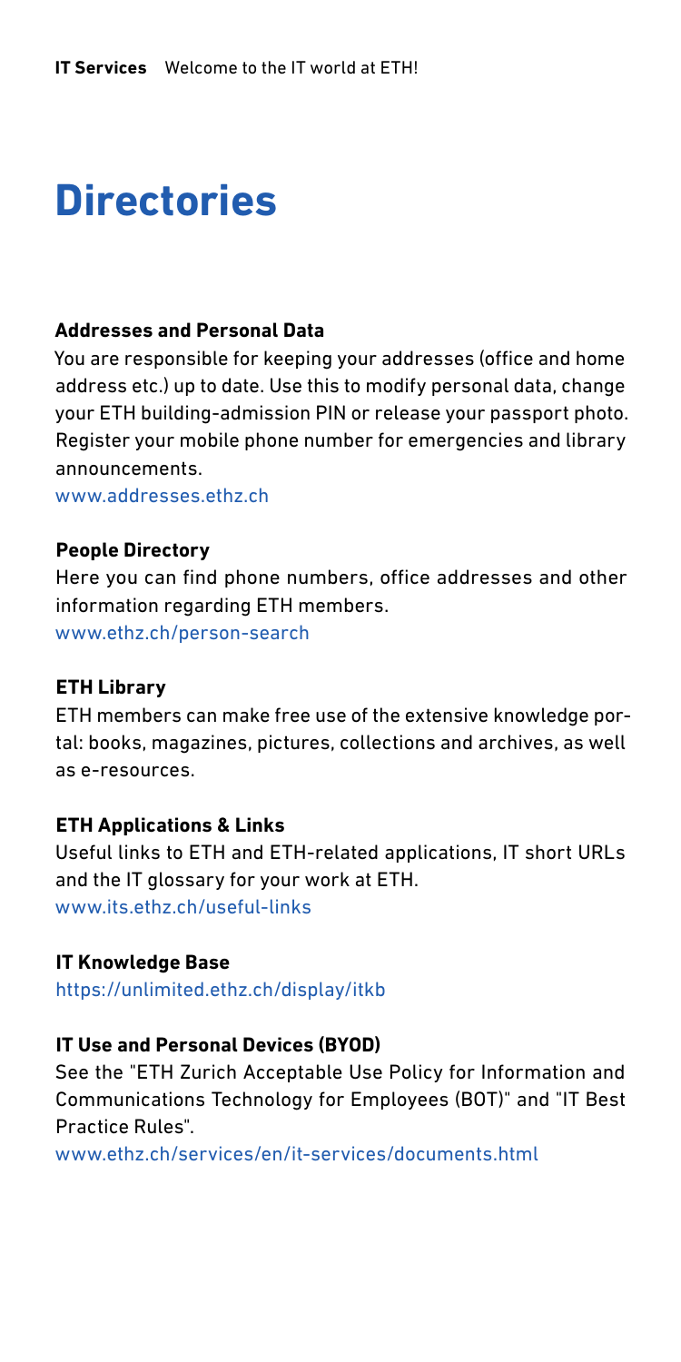# Directories

### Addresses and Personal Data

You are responsible for keeping your addresses (office and home address etc.) up to date. Use this to modify personal data, change your ETH building-admission PIN or release your passport photo. Register your mobile phone number for emergencies and library announcements.

www.addresses.ethz.ch

### People Directory

Here you can find phone numbers, office addresses and other information regarding ETH members.

www.ethz.ch/person-search

### ETH Library

ETH members can make free use of the extensive knowledge portal: books, magazines, pictures, collections and archives, as well as e-resources.

### ETH Applications & Links

Useful links to ETH and ETH-related applications, IT short URLs and the IT glossary for your work at ETH.

www.its.ethz.ch/useful-links

### IT Knowledge Base

https://unlimited.ethz.ch/display/itkb

### IT Use and Personal Devices (BYOD)

See the "ETH Zurich Acceptable Use Policy for Information and Communications Technology for Employees (BOT)" and "IT Best Practice Rules".

www.ethz.ch/services/en/it-services/documents.html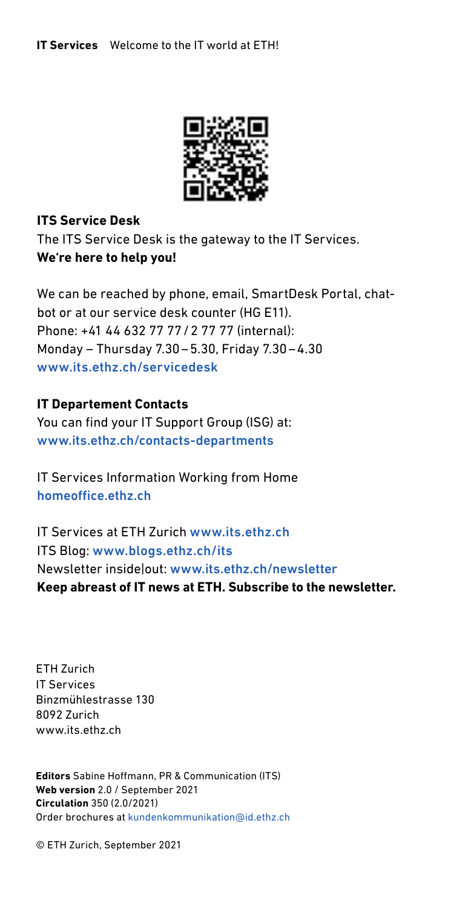## ITS Service Desk

The ITS Service Desk is the gateway to the IT Services.
**We're here to help you!**

We can be reached by phone, email, SmartDesk Portal, chatbot or at our service desk counter (HG E11).
Phone: +41 44 632 77 77 / 2 77 77 (internal):
Monday – Thursday 7.30 – 5.30, Friday 7.30 – 4.30
www.its.ethz.ch/servicedesk

## IT Departement Contacts

You can find your IT Support Group (ISG) at:
www.its.ethz.ch/contacts-departments

IT Services Information Working from Home
homeoffice.ethz.ch

IT Services at ETH Zurich www.its.ethz.ch
ITS Blog: www.blogs.ethz.ch/its
Newsletter inside|out: www.its.ethz.ch/newsletter
**Keep abreast of IT news at ETH. Subscribe to the newsletter.**

ETH Zurich
IT Services
Binzmühlestrasse 130
8092 Zurich
www.its.ethz.ch

**Editors** Sabine Hoffmann, PR & Communication (ITS)
**Web version** 2.0 / September 2021
**Circulation** 350 (2.0/2021)
Order brochures at kundenkommunikation@id.ethz.ch

© ETH Zurich, September 2021